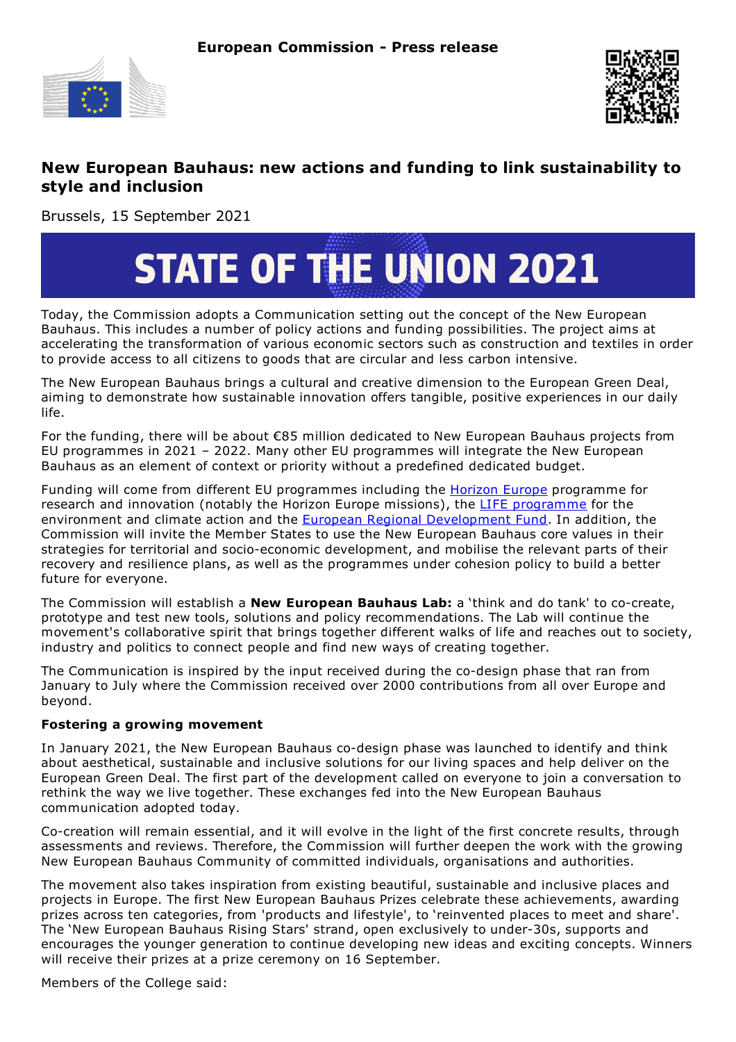**European Commission - Press release**

# New European Bauhaus: new actions and funding to link sustainability to style and inclusion

Brussels, 15 September 2021

STATE OF THE UNION 2021

Today, the Commission adopts a Communication setting out the concept of the New European Bauhaus. This includes a number of policy actions and funding possibilities. The project aims at accelerating the transformation of various economic sectors such as construction and textiles in order to provide access to all citizens to goods that are circular and less carbon intensive.

The New European Bauhaus brings a cultural and creative dimension to the European Green Deal, aiming to demonstrate how sustainable innovation offers tangible, positive experiences in our daily life.

For the funding, there will be about €85 million dedicated to New European Bauhaus projects from EU programmes in 2021 – 2022. Many other EU programmes will integrate the New European Bauhaus as an element of context or priority without a predefined dedicated budget.

Funding will come from different EU programmes including the Horizon Europe programme for research and innovation (notably the Horizon Europe missions), the LIFE programme for the environment and climate action and the European Regional Development Fund. In addition, the Commission will invite the Member States to use the New European Bauhaus core values in their strategies for territorial and socio-economic development, and mobilise the relevant parts of their recovery and resilience plans, as well as the programmes under cohesion policy to build a better future for everyone.

The Commission will establish a **New European Bauhaus Lab:** a 'think and do tank' to co-create, prototype and test new tools, solutions and policy recommendations. The Lab will continue the movement's collaborative spirit that brings together different walks of life and reaches out to society, industry and politics to connect people and find new ways of creating together.

The Communication is inspired by the input received during the co-design phase that ran from January to July where the Commission received over 2000 contributions from all over Europe and beyond.

**Fostering a growing movement**

In January 2021, the New European Bauhaus co-design phase was launched to identify and think about aesthetical, sustainable and inclusive solutions for our living spaces and help deliver on the European Green Deal. The first part of the development called on everyone to join a conversation to rethink the way we live together. These exchanges fed into the New European Bauhaus communication adopted today.

Co-creation will remain essential, and it will evolve in the light of the first concrete results, through assessments and reviews. Therefore, the Commission will further deepen the work with the growing New European Bauhaus Community of committed individuals, organisations and authorities.

The movement also takes inspiration from existing beautiful, sustainable and inclusive places and projects in Europe. The first New European Bauhaus Prizes celebrate these achievements, awarding prizes across ten categories, from 'products and lifestyle', to 'reinvented places to meet and share'. The 'New European Bauhaus Rising Stars' strand, open exclusively to under-30s, supports and encourages the younger generation to continue developing new ideas and exciting concepts. Winners will receive their prizes at a prize ceremony on 16 September.

Members of the College said: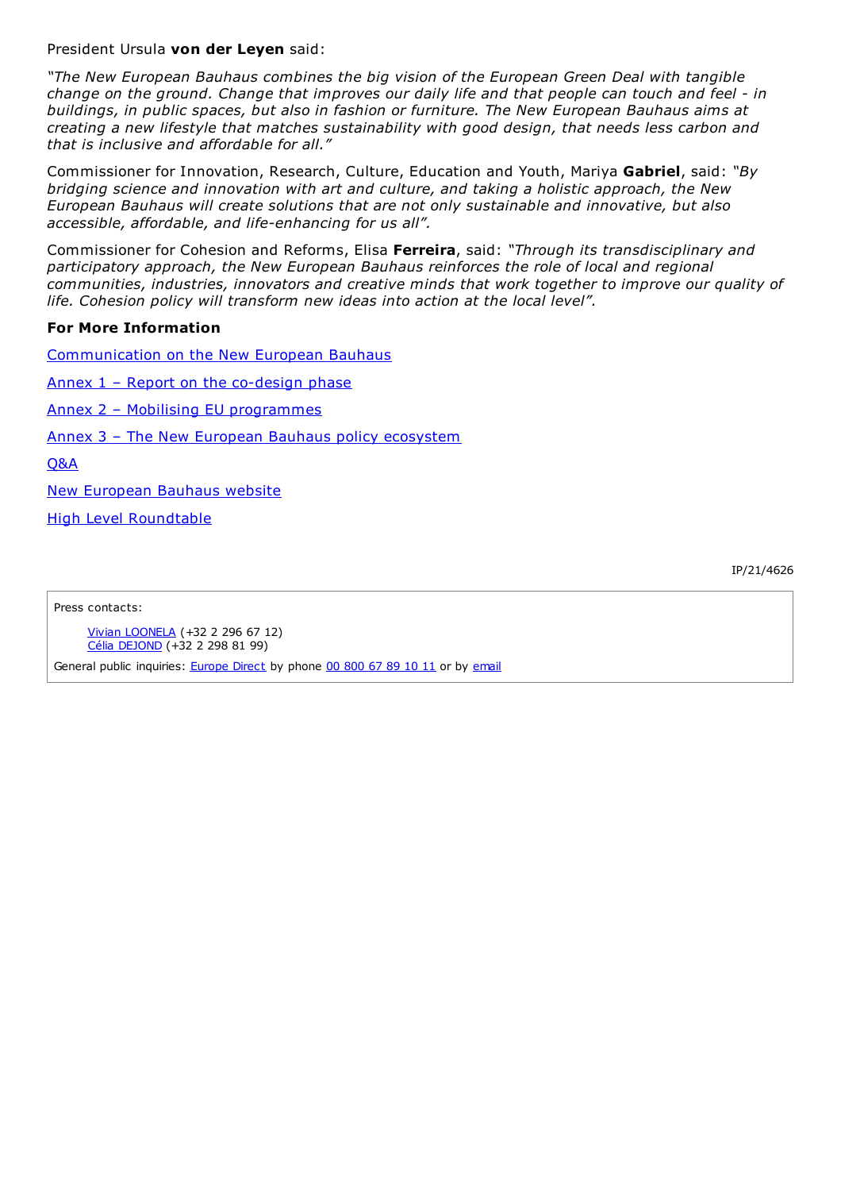President Ursula **von der Leyen** said:

*"The New European Bauhaus combines the big vision of the European Green Deal with tangible change on the ground. Change that improves our daily life and that people can touch and feel - in buildings, in public spaces, but also in fashion or furniture. The New European Bauhaus aims at creating a new lifestyle that matches sustainability with good design, that needs less carbon and that is inclusive and affordable for all."*

Commissioner for Innovation, Research, Culture, Education and Youth, Mariya **Gabriel**, said: *"By bridging science and innovation with art and culture, and taking a holistic approach, the New European Bauhaus will create solutions that are not only sustainable and innovative, but also accessible, affordable, and life-enhancing for us all".*

Commissioner for Cohesion and Reforms, Elisa **Ferreira**, said: *"Through its transdisciplinary and participatory approach, the New European Bauhaus reinforces the role of local and regional communities, industries, innovators and creative minds that work together to improve our quality of life. Cohesion policy will transform new ideas into action at the local level".*

**For More Information**

Communication on the New European Bauhaus

Annex 1 – Report on the co-design phase

Annex 2 – Mobilising EU programmes

Annex 3 – The New European Bauhaus policy ecosystem

Q&A

New European Bauhaus website

High Level Roundtable

IP/21/4626

Press contacts:

Vivian LOONELA (+32 2 296 67 12)
Célia DEJOND (+32 2 298 81 99)

General public inquiries: Europe Direct by phone 00 800 67 89 10 11 or by email